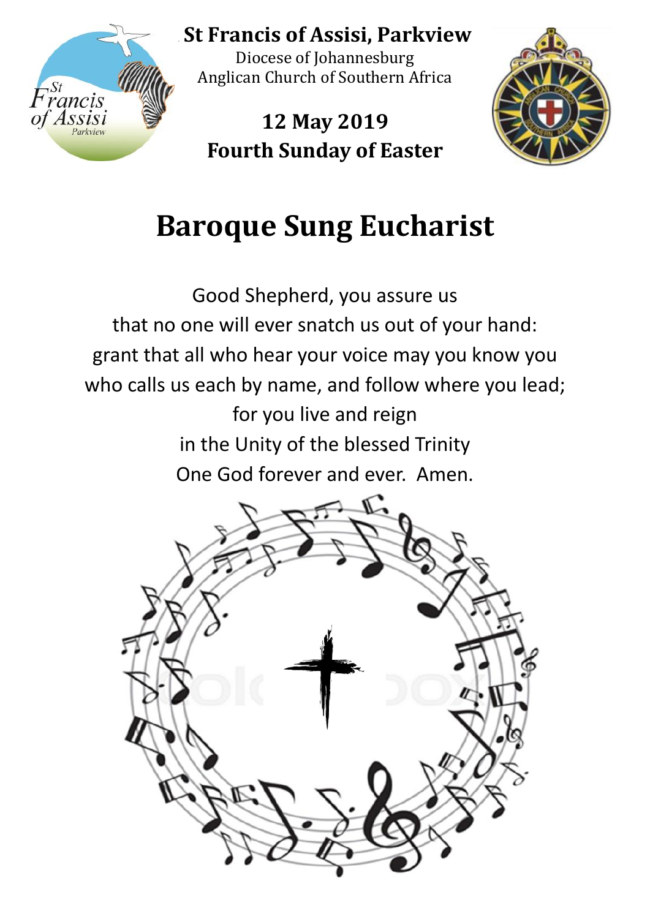**St Francis of Assisi, Parkview**

Diocese of Johannesburg
Anglican Church of Southern Africa

**12 May 2019**
**Fourth Sunday of Easter**

# Baroque Sung Eucharist

Good Shepherd, you assure us
that no one will ever snatch us out of your hand:
grant that all who hear your voice may you know you
who calls us each by name, and follow where you lead;
for you live and reign
in the Unity of the blessed Trinity
One God forever and ever. Amen.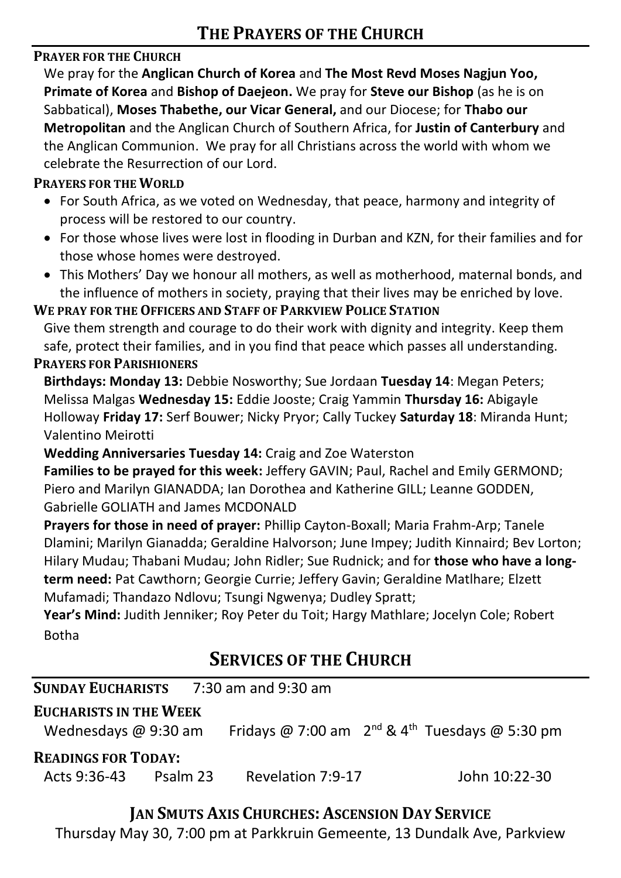# The Prayers of the Church

**Prayer for the Church**

We pray for the **Anglican Church of Korea** and **The Most Revd Moses Nagjun Yoo, Primate of Korea** and **Bishop of Daejeon.** We pray for **Steve our Bishop** (as he is on Sabbatical), **Moses Thabethe, our Vicar General,** and our Diocese; for **Thabo our Metropolitan** and the Anglican Church of Southern Africa, for **Justin of Canterbury** and the Anglican Communion. We pray for all Christians across the world with whom we celebrate the Resurrection of our Lord.

**Prayers for the World**

- For South Africa, as we voted on Wednesday, that peace, harmony and integrity of process will be restored to our country.
- For those whose lives were lost in flooding in Durban and KZN, for their families and for those whose homes were destroyed.
- This Mothers' Day we honour all mothers, as well as motherhood, maternal bonds, and the influence of mothers in society, praying that their lives may be enriched by love.

**We pray for the Officers and Staff of Parkview Police Station**

Give them strength and courage to do their work with dignity and integrity. Keep them safe, protect their families, and in you find that peace which passes all understanding.

**Prayers for Parishioners**

**Birthdays: Monday 13:** Debbie Nosworthy; Sue Jordaan **Tuesday 14**: Megan Peters; Melissa Malgas **Wednesday 15:** Eddie Jooste; Craig Yammin **Thursday 16:** Abigayle Holloway **Friday 17:** Serf Bouwer; Nicky Pryor; Cally Tuckey **Saturday 18**: Miranda Hunt; Valentino Meirotti

**Wedding Anniversaries Tuesday 14:** Craig and Zoe Waterston

**Families to be prayed for this week:** Jeffery GAVIN; Paul, Rachel and Emily GERMOND; Piero and Marilyn GIANADDA; Ian Dorothea and Katherine GILL; Leanne GODDEN, Gabrielle GOLIATH and James MCDONALD

**Prayers for those in need of prayer:** Phillip Cayton-Boxall; Maria Frahm-Arp; Tanele Dlamini; Marilyn Gianadda; Geraldine Halvorson; June Impey; Judith Kinnaird; Bev Lorton; Hilary Mudau; Thabani Mudau; John Ridler; Sue Rudnick; and for **those who have a long-term need:** Pat Cawthorn; Georgie Currie; Jeffery Gavin; Geraldine Matlhare; Elzett Mufamadi; Thandazo Ndlovu; Tsungi Ngwenya; Dudley Spratt;

**Year's Mind:** Judith Jenniker; Roy Peter du Toit; Hargy Mathlare; Jocelyn Cole; Robert Botha

# Services of the Church

**Sunday Eucharists** 7:30 am and 9:30 am

**Eucharists in the Week**

Wednesdays @ 9:30 am Fridays @ 7:00 am 2nd & 4th Tuesdays @ 5:30 pm

**Readings for Today:**

Acts 9:36-43 Psalm 23 Revelation 7:9-17 John 10:22-30

## Jan Smuts Axis Churches: Ascension Day Service

Thursday May 30, 7:00 pm at Parkkruin Gemeente, 13 Dundalk Ave, Parkview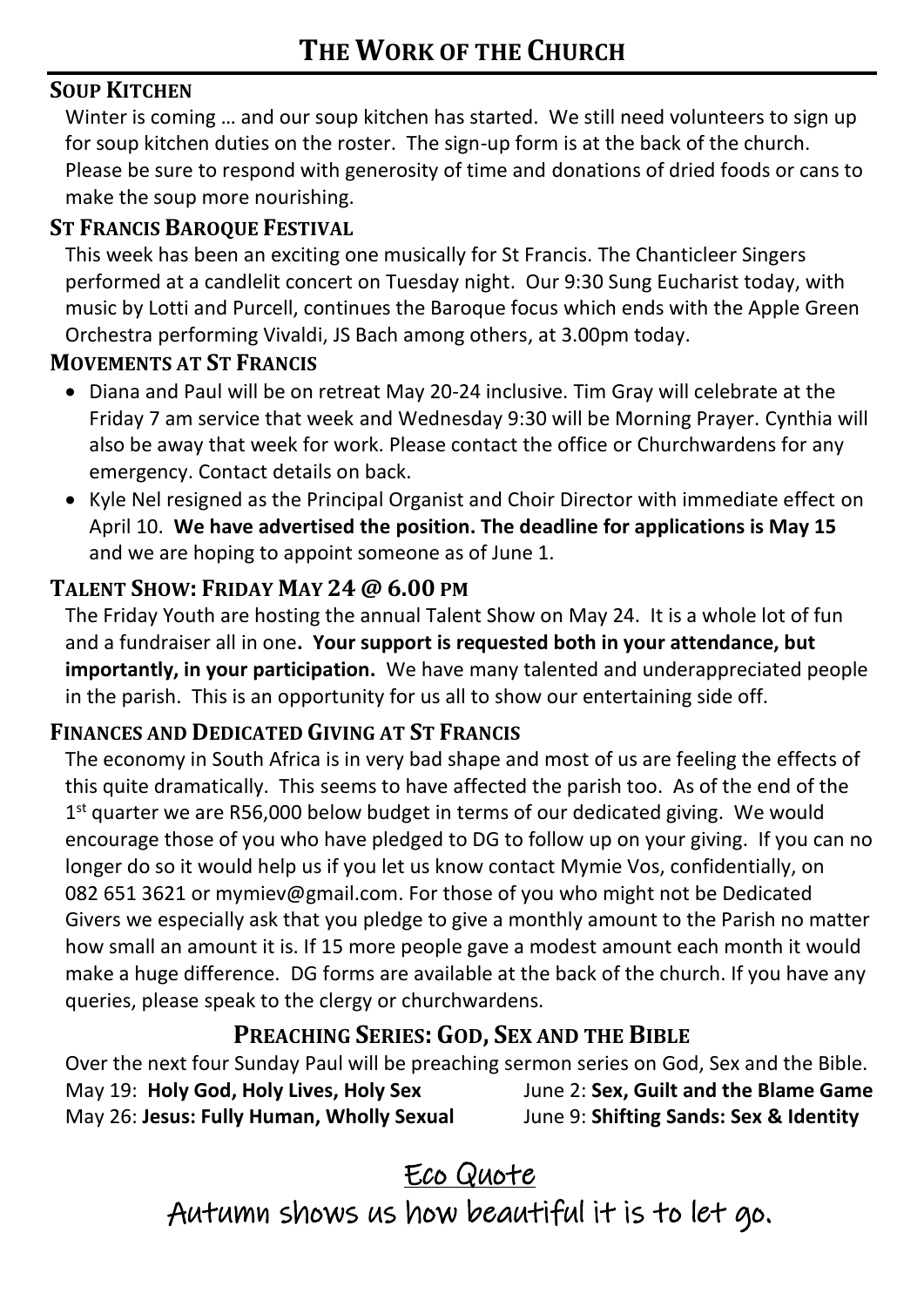# The Work of the Church

### Soup Kitchen

Winter is coming … and our soup kitchen has started. We still need volunteers to sign up for soup kitchen duties on the roster. The sign-up form is at the back of the church. Please be sure to respond with generosity of time and donations of dried foods or cans to make the soup more nourishing.

### St Francis Baroque Festival

This week has been an exciting one musically for St Francis. The Chanticleer Singers performed at a candlelit concert on Tuesday night. Our 9:30 Sung Eucharist today, with music by Lotti and Purcell, continues the Baroque focus which ends with the Apple Green Orchestra performing Vivaldi, JS Bach among others, at 3.00pm today.

### Movements at St Francis

- Diana and Paul will be on retreat May 20-24 inclusive. Tim Gray will celebrate at the Friday 7 am service that week and Wednesday 9:30 will be Morning Prayer. Cynthia will also be away that week for work. Please contact the office or Churchwardens for any emergency. Contact details on back.
- Kyle Nel resigned as the Principal Organist and Choir Director with immediate effect on April 10. **We have advertised the position. The deadline for applications is May 15** and we are hoping to appoint someone as of June 1.

### Talent Show: Friday May 24 @ 6.00 pm

The Friday Youth are hosting the annual Talent Show on May 24. It is a whole lot of fun and a fundraiser all in one**. Your support is requested both in your attendance, but importantly, in your participation.** We have many talented and underappreciated people in the parish. This is an opportunity for us all to show our entertaining side off.

### Finances and Dedicated Giving at St Francis

The economy in South Africa is in very bad shape and most of us are feeling the effects of this quite dramatically. This seems to have affected the parish too. As of the end of the 1st quarter we are R56,000 below budget in terms of our dedicated giving. We would encourage those of you who have pledged to DG to follow up on your giving. If you can no longer do so it would help us if you let us know contact Mymie Vos, confidentially, on 082 651 3621 or mymiev@gmail.com. For those of you who might not be Dedicated Givers we especially ask that you pledge to give a monthly amount to the Parish no matter how small an amount it is. If 15 more people gave a modest amount each month it would make a huge difference. DG forms are available at the back of the church. If you have any queries, please speak to the clergy or churchwardens.

### Preaching Series: God, Sex and the Bible

Over the next four Sunday Paul will be preaching sermon series on God, Sex and the Bible.

May 19: **Holy God, Holy Lives, Holy Sex**
May 26: **Jesus: Fully Human, Wholly Sexual**
June 2: **Sex, Guilt and the Blame Game**
June 9: **Shifting Sands: Sex & Identity**

## Eco Quote

Autumn shows us how beautiful it is to let go.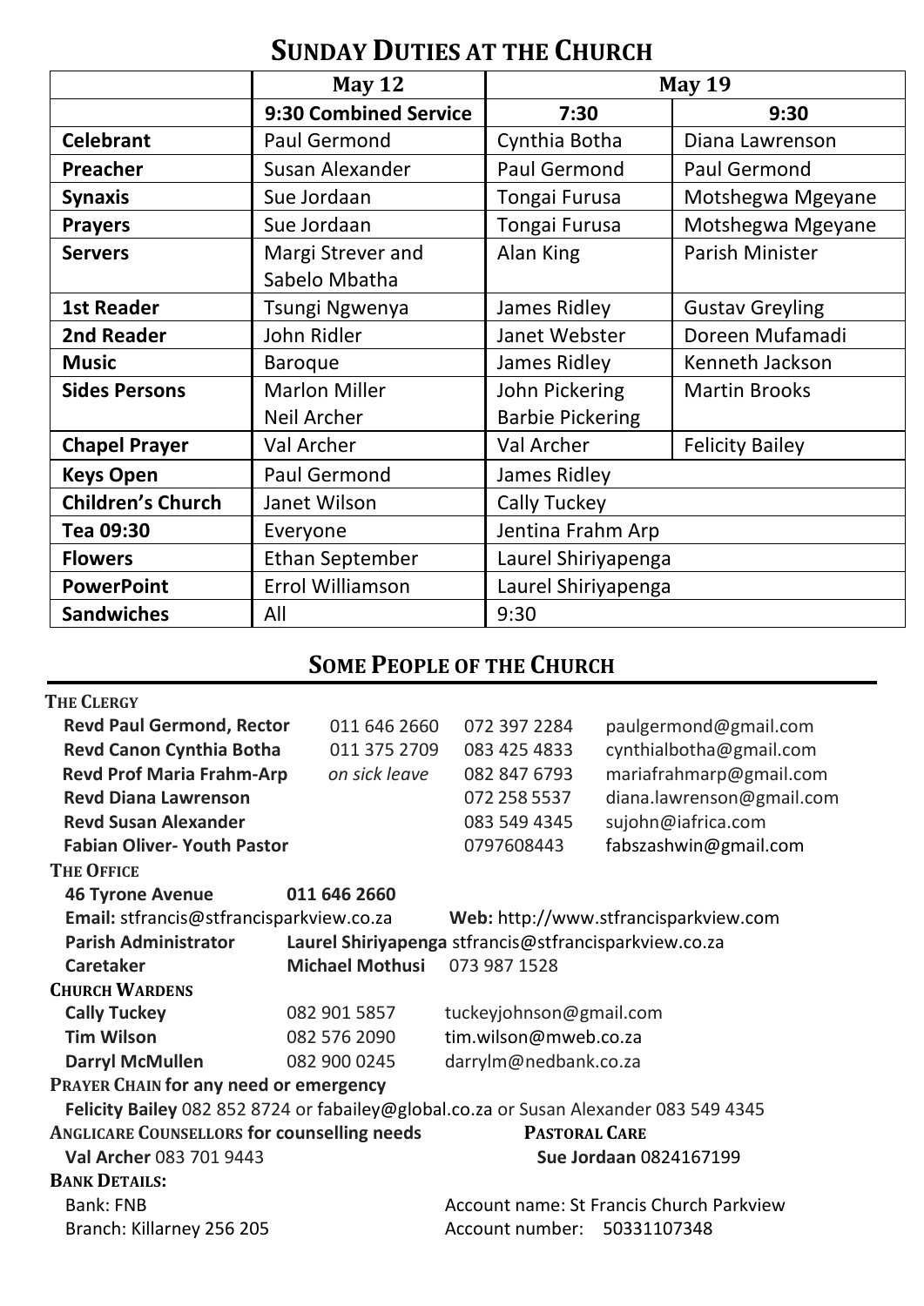## SUNDAY DUTIES AT THE CHURCH

| | May 12 | May 19 | |
|---|---|---|---|
| | 9:30 Combined Service | 7:30 | 9:30 |
| **Celebrant** | Paul Germond | Cynthia Botha | Diana Lawrenson |
| **Preacher** | Susan Alexander | Paul Germond | Paul Germond |
| **Synaxis** | Sue Jordaan | Tongai Furusa | Motshegwa Mgeyane |
| **Prayers** | Sue Jordaan | Tongai Furusa | Motshegwa Mgeyane |
| **Servers** | Margi Strever and Sabelo Mbatha | Alan King | Parish Minister |
| **1st Reader** | Tsungi Ngwenya | James Ridley | Gustav Greyling |
| **2nd Reader** | John Ridler | Janet Webster | Doreen Mufamadi |
| **Music** | Baroque | James Ridley | Kenneth Jackson |
| **Sides Persons** | Marlon Miller<br>Neil Archer | John Pickering<br>Barbie Pickering | Martin Brooks |
| **Chapel Prayer** | Val Archer | Val Archer | Felicity Bailey |
| **Keys Open** | Paul Germond | James Ridley | |
| **Children's Church** | Janet Wilson | Cally Tuckey | |
| **Tea 09:30** | Everyone | Jentina Frahm Arp | |
| **Flowers** | Ethan September | Laurel Shiriyapenga | |
| **PowerPoint** | Errol Williamson | Laurel Shiriyapenga | |
| **Sandwiches** | All | 9:30 | |

## SOME PEOPLE OF THE CHURCH

**THE CLERGY**

| | | | |
|---|---|---|---|
| **Revd Paul Germond, Rector** | 011 646 2660 | 072 397 2284 | paulgermond@gmail.com |
| **Revd Canon Cynthia Botha** | 011 375 2709 | 083 425 4833 | cynthialbotha@gmail.com |
| **Revd Prof Maria Frahm-Arp** | *on sick leave* | 082 847 6793 | mariafrahmarp@gmail.com |
| **Revd Diana Lawrenson** | | 072 258 5537 | diana.lawrenson@gmail.com |
| **Revd Susan Alexander** | | 083 549 4345 | sujohn@iafrica.com |
| **Fabian Oliver- Youth Pastor** | | 0797608443 | fabszashwin@gmail.com |

**THE OFFICE**

**46 Tyrone Avenue** **011 646 2660**

**Email:** stfrancis@stfrancisparkview.co.za **Web:** http://www.stfrancisparkview.com

**Parish Administrator** **Laurel Shiriyapenga** stfrancis@stfrancisparkview.co.za

**Caretaker** **Michael Mothusi** 073 987 1528

**CHURCH WARDENS**

| | | |
|---|---|---|
| **Cally Tuckey** | 082 901 5857 | tuckeyjohnson@gmail.com |
| **Tim Wilson** | 082 576 2090 | tim.wilson@mweb.co.za |
| **Darryl McMullen** | 082 900 0245 | darrylm@nedbank.co.za |

**PRAYER CHAIN for any need or emergency**

**Felicity Bailey** 082 852 8724 or fabailey@global.co.za or Susan Alexander 083 549 4345

**ANGLICARE COUNSELLORS for counselling needs**

**Val Archer** 083 701 9443

**PASTORAL CARE**

**Sue Jordaan** 0824167199

**BANK DETAILS:**

Bank: FNB

Branch: Killarney 256 205

Account name: St Francis Church Parkview

Account number: 50331107348